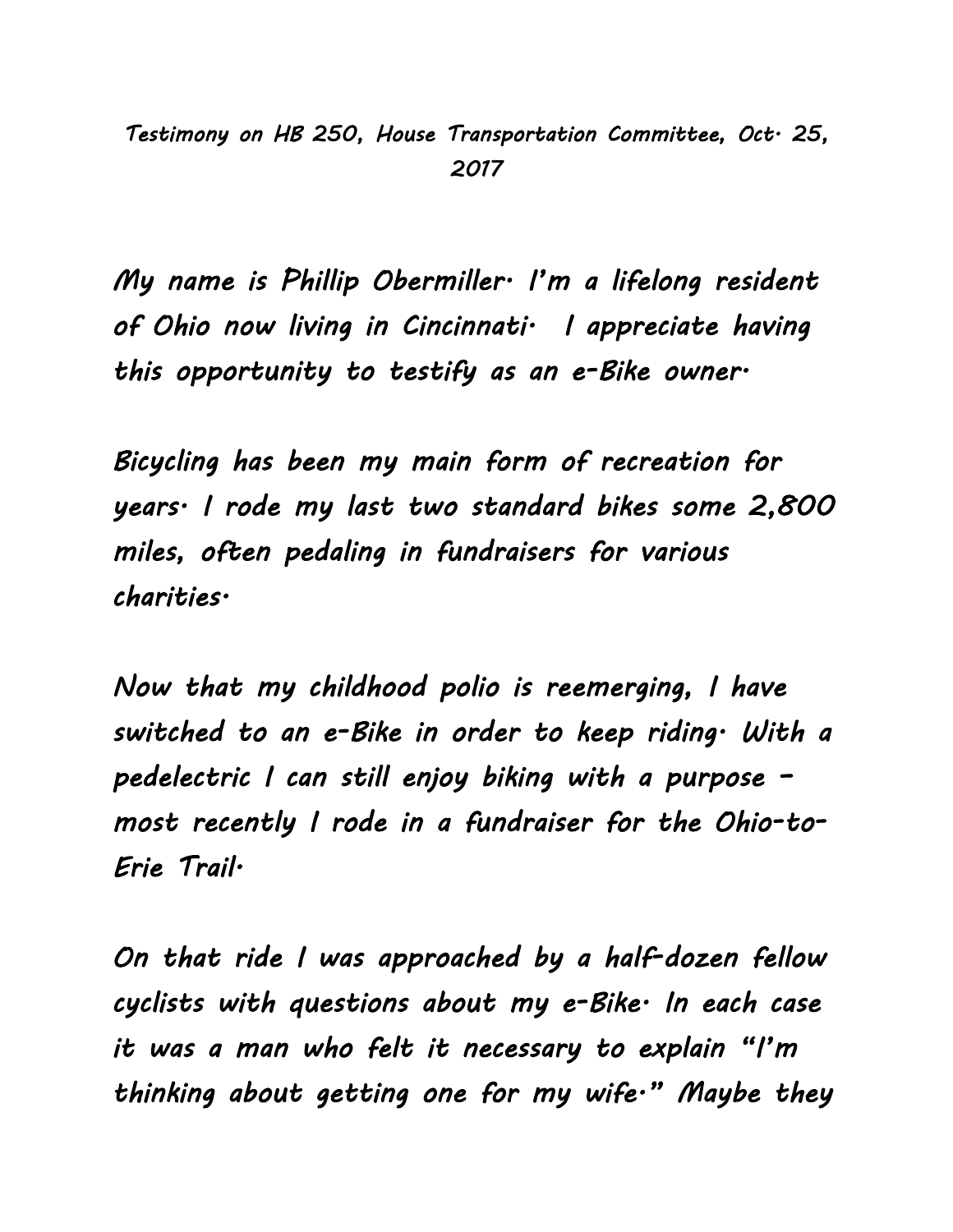*Testimony on HB 250, House Transportation Committee, Oct. 25, 2017*

***My name is Phillip Obermiller. I'm a lifelong resident of Ohio now living in Cincinnati. I appreciate having this opportunity to testify as an e-Bike owner.***

***Bicycling has been my main form of recreation for years. I rode my last two standard bikes some 2,800 miles, often pedaling in fundraisers for various charities.***

***Now that my childhood polio is reemerging, I have switched to an e-Bike in order to keep riding. With a pedelectric I can still enjoy biking with a purpose – most recently I rode in a fundraiser for the Ohio-to-Erie Trail.***

***On that ride I was approached by a half-dozen fellow cyclists with questions about my e-Bike. In each case it was a man who felt it necessary to explain "I'm thinking about getting one for my wife." Maybe they***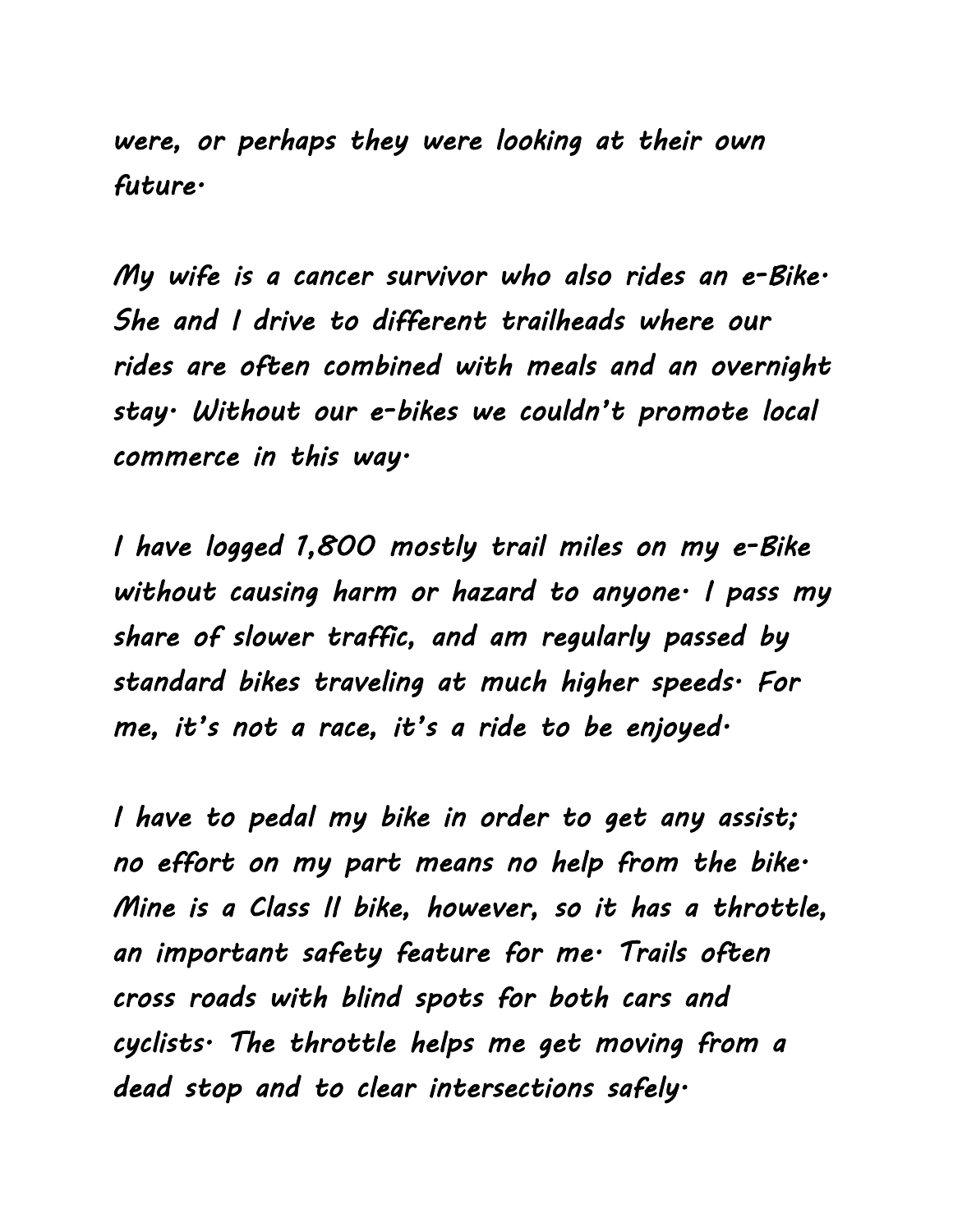were, or perhaps they were looking at their own future.

My wife is a cancer survivor who also rides an e-Bike. She and I drive to different trailheads where our rides are often combined with meals and an overnight stay. Without our e-bikes we couldn't promote local commerce in this way.

I have logged 1,800 mostly trail miles on my e-Bike without causing harm or hazard to anyone. I pass my share of slower traffic, and am regularly passed by standard bikes traveling at much higher speeds. For me, it's not a race, it's a ride to be enjoyed.

I have to pedal my bike in order to get any assist; no effort on my part means no help from the bike. Mine is a Class II bike, however, so it has a throttle, an important safety feature for me. Trails often cross roads with blind spots for both cars and cyclists. The throttle helps me get moving from a dead stop and to clear intersections safely.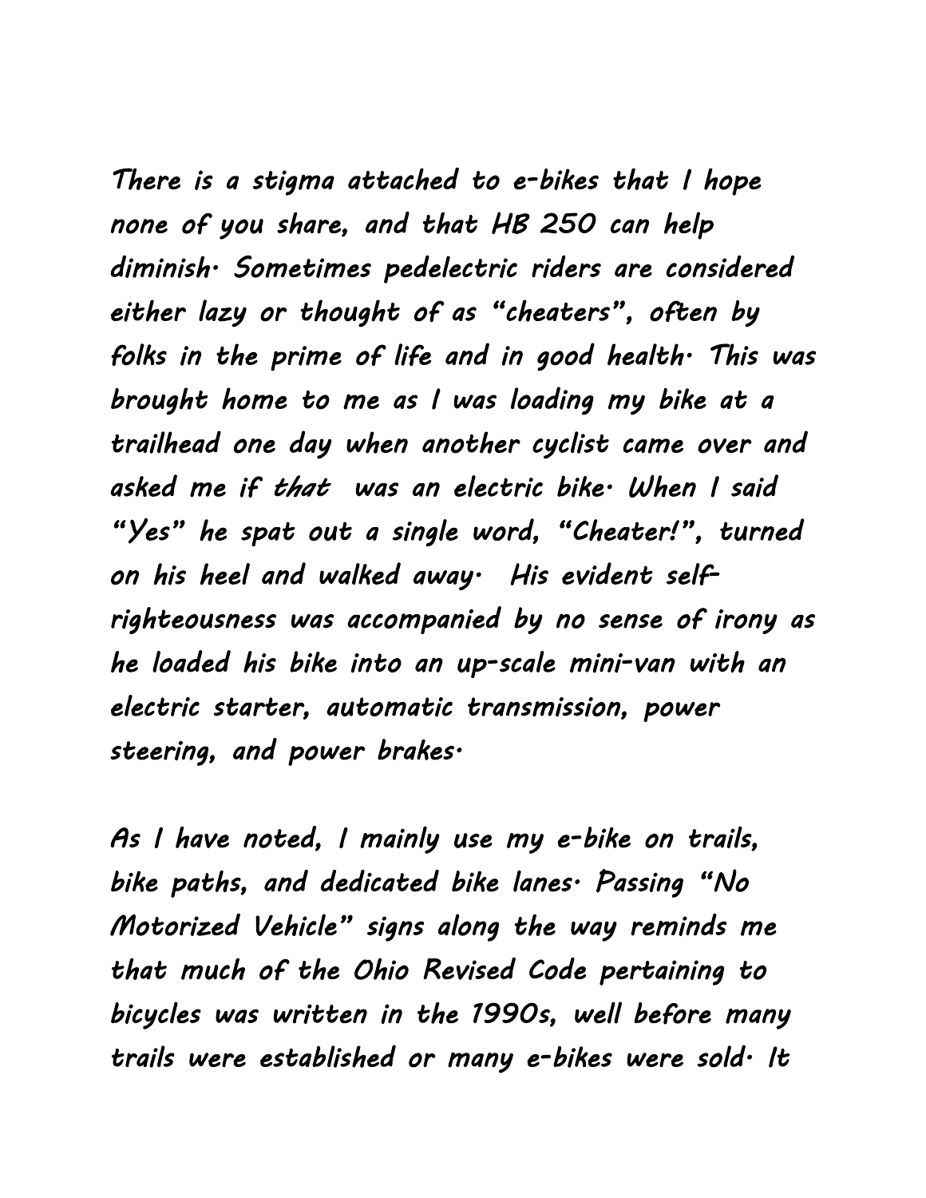There is a stigma attached to e-bikes that I hope none of you share, and that HB 250 can help diminish. Sometimes pedelectric riders are considered either lazy or thought of as "cheaters", often by folks in the prime of life and in good health. This was brought home to me as I was loading my bike at a trailhead one day when another cyclist came over and asked me if *that* was an electric bike. When I said "Yes" he spat out a single word, "Cheater!", turned on his heel and walked away. His evident self-righteousness was accompanied by no sense of irony as he loaded his bike into an up-scale mini-van with an electric starter, automatic transmission, power steering, and power brakes.

As I have noted, I mainly use my e-bike on trails, bike paths, and dedicated bike lanes. Passing "No Motorized Vehicle" signs along the way reminds me that much of the Ohio Revised Code pertaining to bicycles was written in the 1990s, well before many trails were established or many e-bikes were sold. It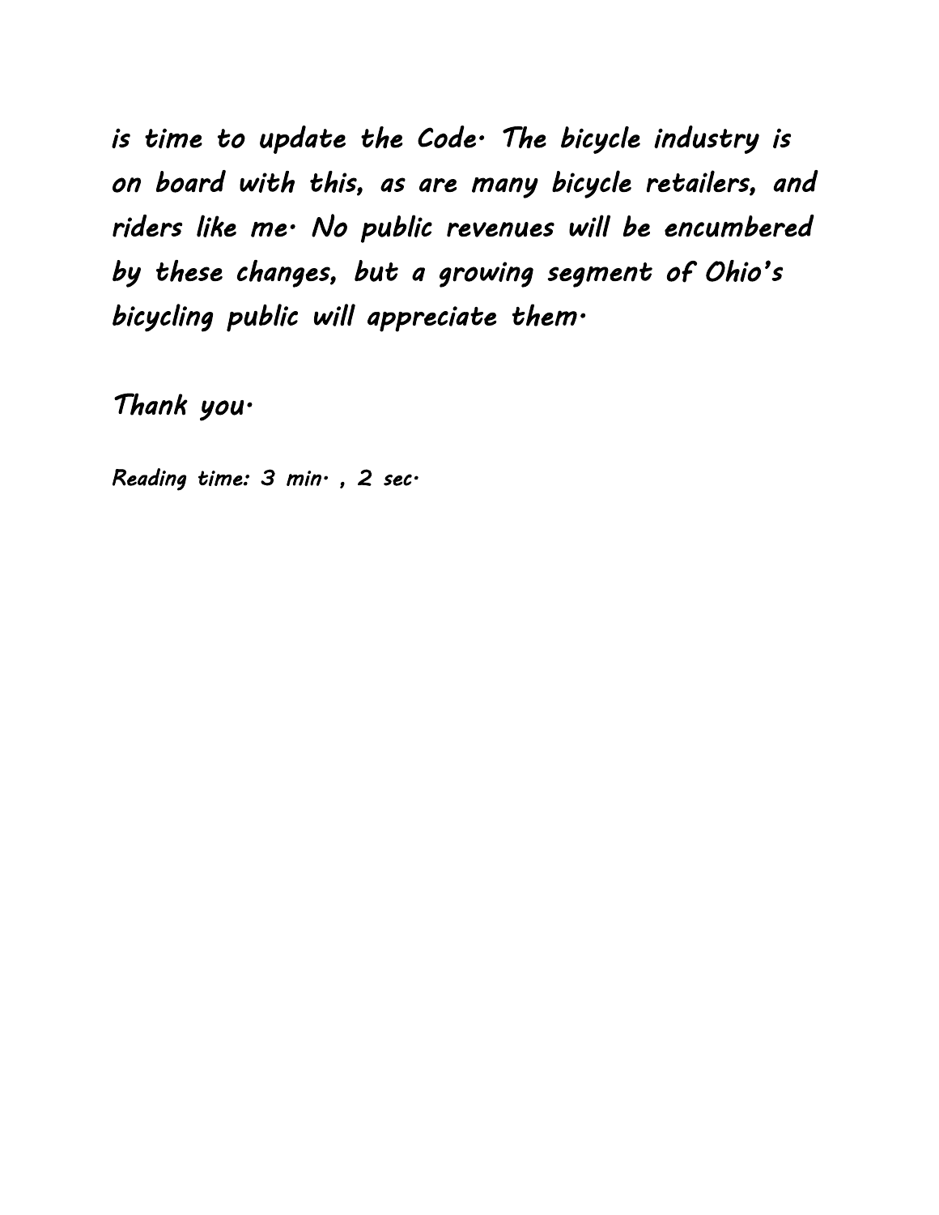*is time to update the Code. The bicycle industry is on board with this, as are many bicycle retailers, and riders like me. No public revenues will be encumbered by these changes, but a growing segment of Ohio's bicycling public will appreciate them.*

*Thank you.*

*Reading time: 3 min. , 2 sec.*